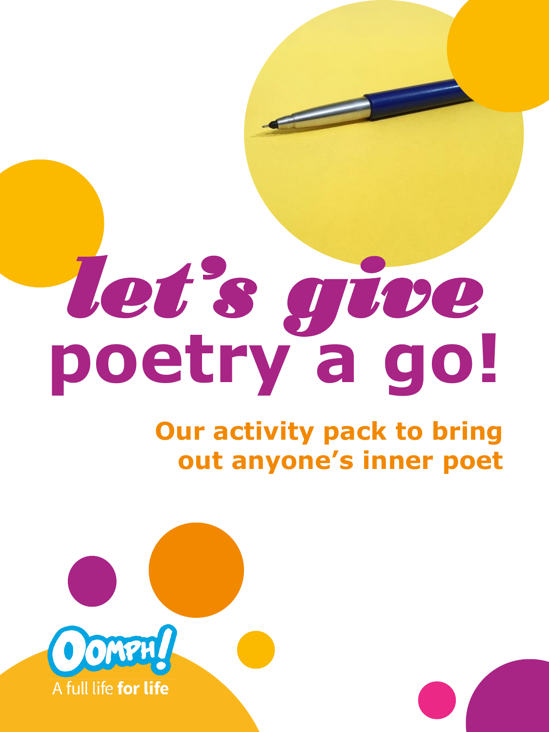# let's give poetry a go!

## Our activity pack to bring out anyone's inner poet

Oomph!

A full life **for life**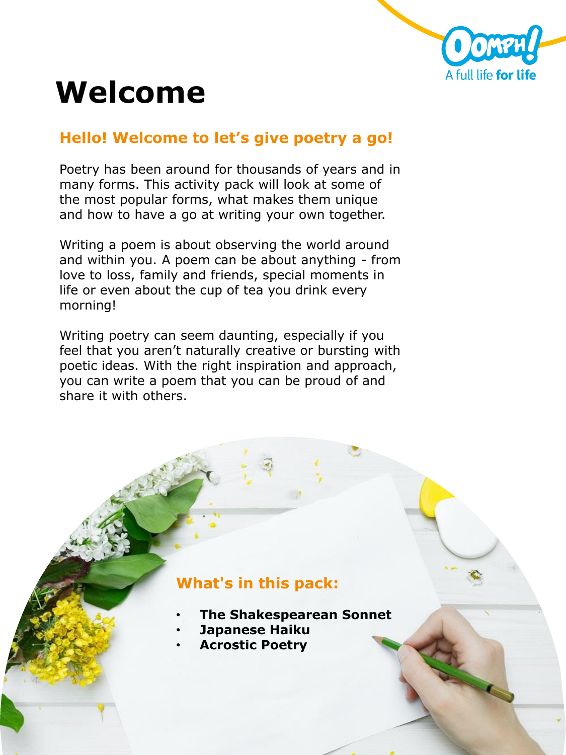# Welcome

## Hello! Welcome to let's give poetry a go!

Poetry has been around for thousands of years and in many forms. This activity pack will look at some of the most popular forms, what makes them unique and how to have a go at writing your own together.

Writing a poem is about observing the world around and within you. A poem can be about anything - from love to loss, family and friends, special moments in life or even about the cup of tea you drink every morning!

Writing poetry can seem daunting, especially if you feel that you aren't naturally creative or bursting with poetic ideas. With the right inspiration and approach, you can write a poem that you can be proud of and share it with others.

### What's in this pack:

- **The Shakespearean Sonnet**
- **Japanese Haiku**
- **Acrostic Poetry**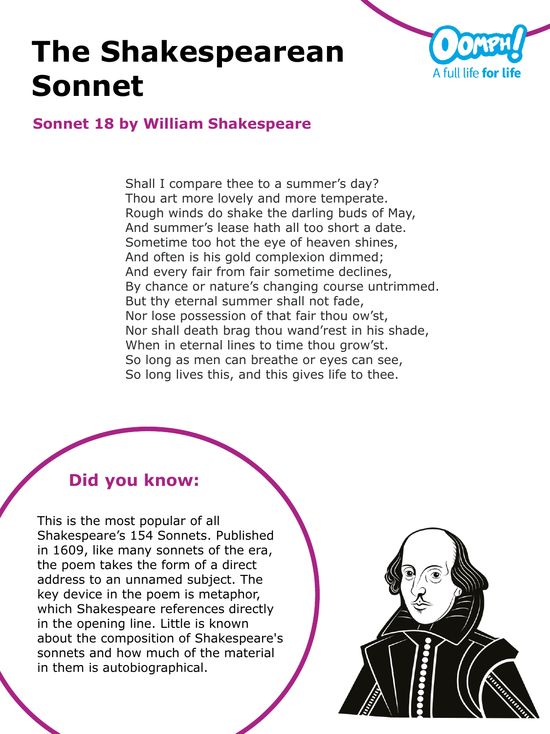# The Shakespearean Sonnet

## Sonnet 18 by William Shakespeare

Shall I compare thee to a summer's day?  
Thou art more lovely and more temperate.  
Rough winds do shake the darling buds of May,  
And summer's lease hath all too short a date.  
Sometime too hot the eye of heaven shines,  
And often is his gold complexion dimmed;  
And every fair from fair sometime declines,  
By chance or nature's changing course untrimmed.  
But thy eternal summer shall not fade,  
Nor lose possession of that fair thou ow'st,  
Nor shall death brag thou wand'rest in his shade,  
When in eternal lines to time thou grow'st.  
So long as men can breathe or eyes can see,  
So long lives this, and this gives life to thee.

### Did you know:

This is the most popular of all Shakespeare's 154 Sonnets. Published in 1609, like many sonnets of the era, the poem takes the form of a direct address to an unnamed subject. The key device in the poem is metaphor, which Shakespeare references directly in the opening line. Little is known about the composition of Shakespeare's sonnets and how much of the material in them is autobiographical.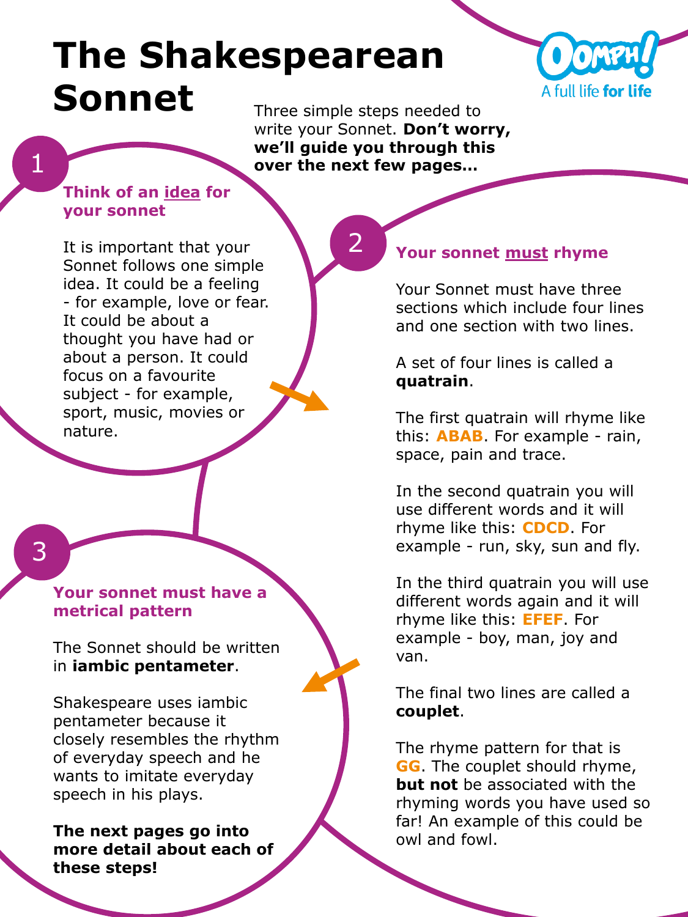# The Shakespearean Sonnet

Three simple steps needed to write your Sonnet. **Don't worry, we'll guide you through this over the next few pages...**

## 1

### Think of an idea for your sonnet

It is important that your Sonnet follows one simple idea. It could be a feeling - for example, love or fear. It could be about a thought you have had or about a person. It could focus on a favourite subject - for example, sport, music, movies or nature.

## 2

### Your sonnet must rhyme

Your Sonnet must have three sections which include four lines and one section with two lines.

A set of four lines is called a **quatrain**.

The first quatrain will rhyme like this: **ABAB**. For example - rain, space, pain and trace.

In the second quatrain you will use different words and it will rhyme like this: **CDCD**. For example - run, sky, sun and fly.

In the third quatrain you will use different words again and it will rhyme like this: **EFEF**. For example - boy, man, joy and van.

The final two lines are called a **couplet**.

The rhyme pattern for that is **GG**. The couplet should rhyme, **but not** be associated with the rhyming words you have used so far! An example of this could be owl and fowl.

## 3

### Your sonnet must have a metrical pattern

The Sonnet should be written in **iambic pentameter**.

Shakespeare uses iambic pentameter because it closely resembles the rhythm of everyday speech and he wants to imitate everyday speech in his plays.

**The next pages go into more detail about each of these steps!**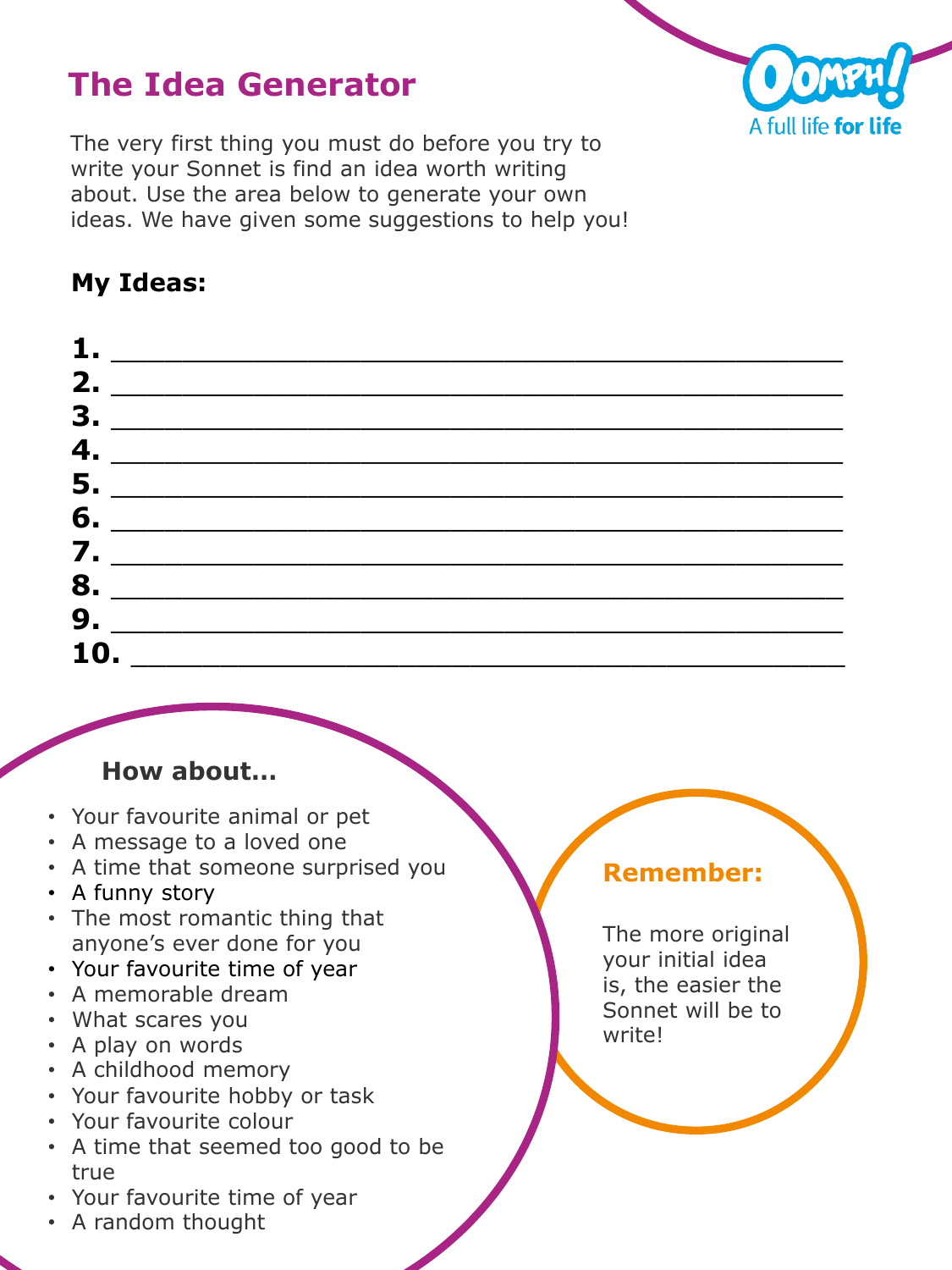# The Idea Generator

The very first thing you must do before you try to write your Sonnet is find an idea worth writing about. Use the area below to generate your own ideas. We have given some suggestions to help you!

**My Ideas:**

**1.** ___________________________________________
**2.** ___________________________________________
**3.** ___________________________________________
**4.** ___________________________________________
**5.** ___________________________________________
**6.** ___________________________________________
**7.** ___________________________________________
**8.** ___________________________________________
**9.** ___________________________________________
**10.** __________________________________________

**How about...**

- Your favourite animal or pet
- A message to a loved one
- A time that someone surprised you
- A funny story
- The most romantic thing that anyone's ever done for you
- Your favourite time of year
- A memorable dream
- What scares you
- A play on words
- A childhood memory
- Your favourite hobby or task
- Your favourite colour
- A time that seemed too good to be true
- Your favourite time of year
- A random thought

**Remember:**

The more original your initial idea is, the easier the Sonnet will be to write!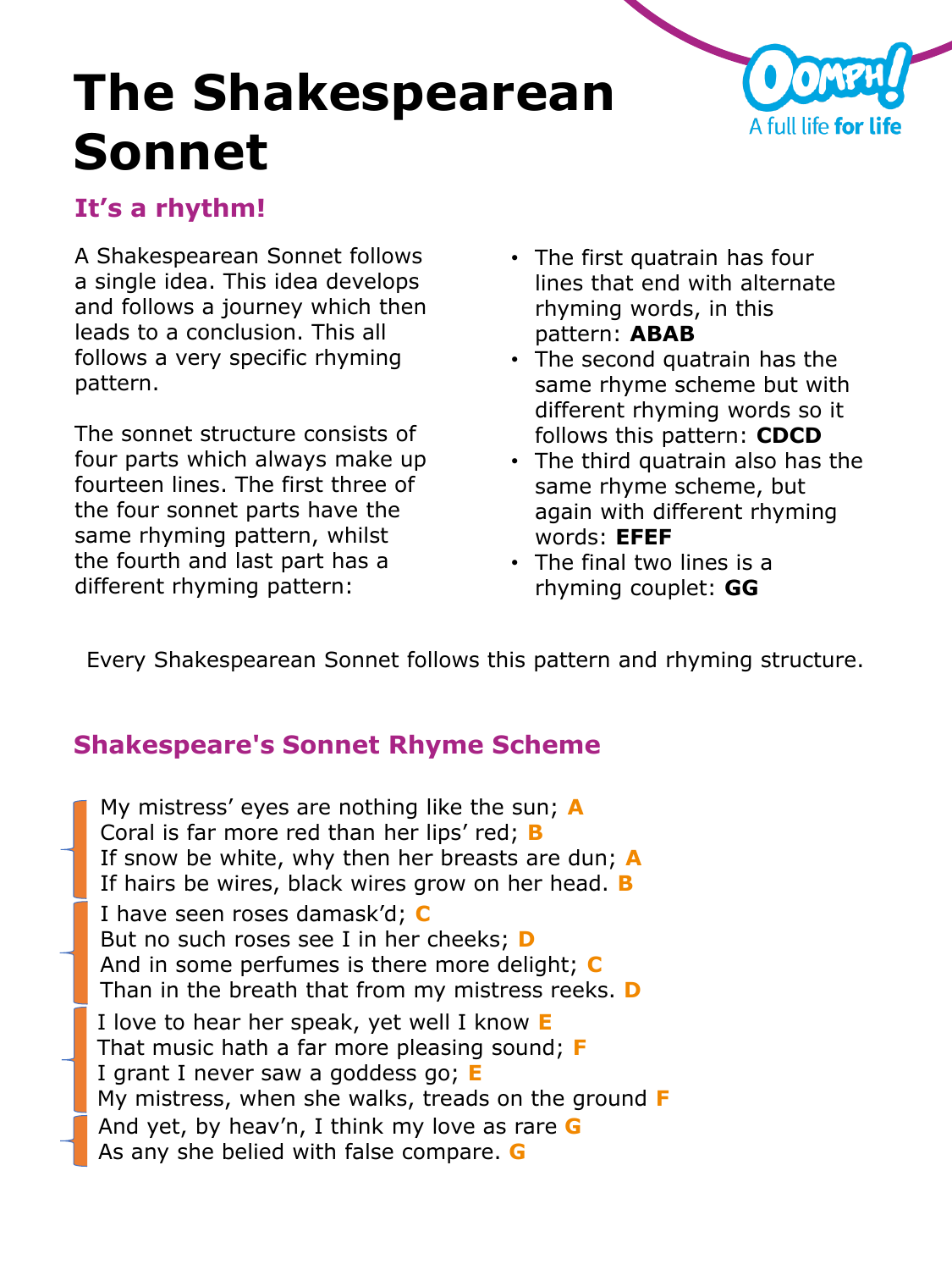# The Shakespearean Sonnet

## It's a rhythm!

A Shakespearean Sonnet follows a single idea. This idea develops and follows a journey which then leads to a conclusion. This all follows a very specific rhyming pattern.

The sonnet structure consists of four parts which always make up fourteen lines. The first three of the four sonnet parts have the same rhyming pattern, whilst the fourth and last part has a different rhyming pattern:

- The first quatrain has four lines that end with alternate rhyming words, in this pattern: **ABAB**
- The second quatrain has the same rhyme scheme but with different rhyming words so it follows this pattern: **CDCD**
- The third quatrain also has the same rhyme scheme, but again with different rhyming words: **EFEF**
- The final two lines is a rhyming couplet: **GG**

Every Shakespearean Sonnet follows this pattern and rhyming structure.

## Shakespeare's Sonnet Rhyme Scheme

My mistress' eyes are nothing like the sun; **A**
Coral is far more red than her lips' red; **B**
If snow be white, why then her breasts are dun; **A**
If hairs be wires, black wires grow on her head. **B**

I have seen roses damask'd; **C**
But no such roses see I in her cheeks; **D**
And in some perfumes is there more delight; **C**
Than in the breath that from my mistress reeks. **D**

I love to hear her speak, yet well I know **E**
That music hath a far more pleasing sound; **F**
I grant I never saw a goddess go; **E**
My mistress, when she walks, treads on the ground **F**

And yet, by heav'n, I think my love as rare **G**
As any she belied with false compare. **G**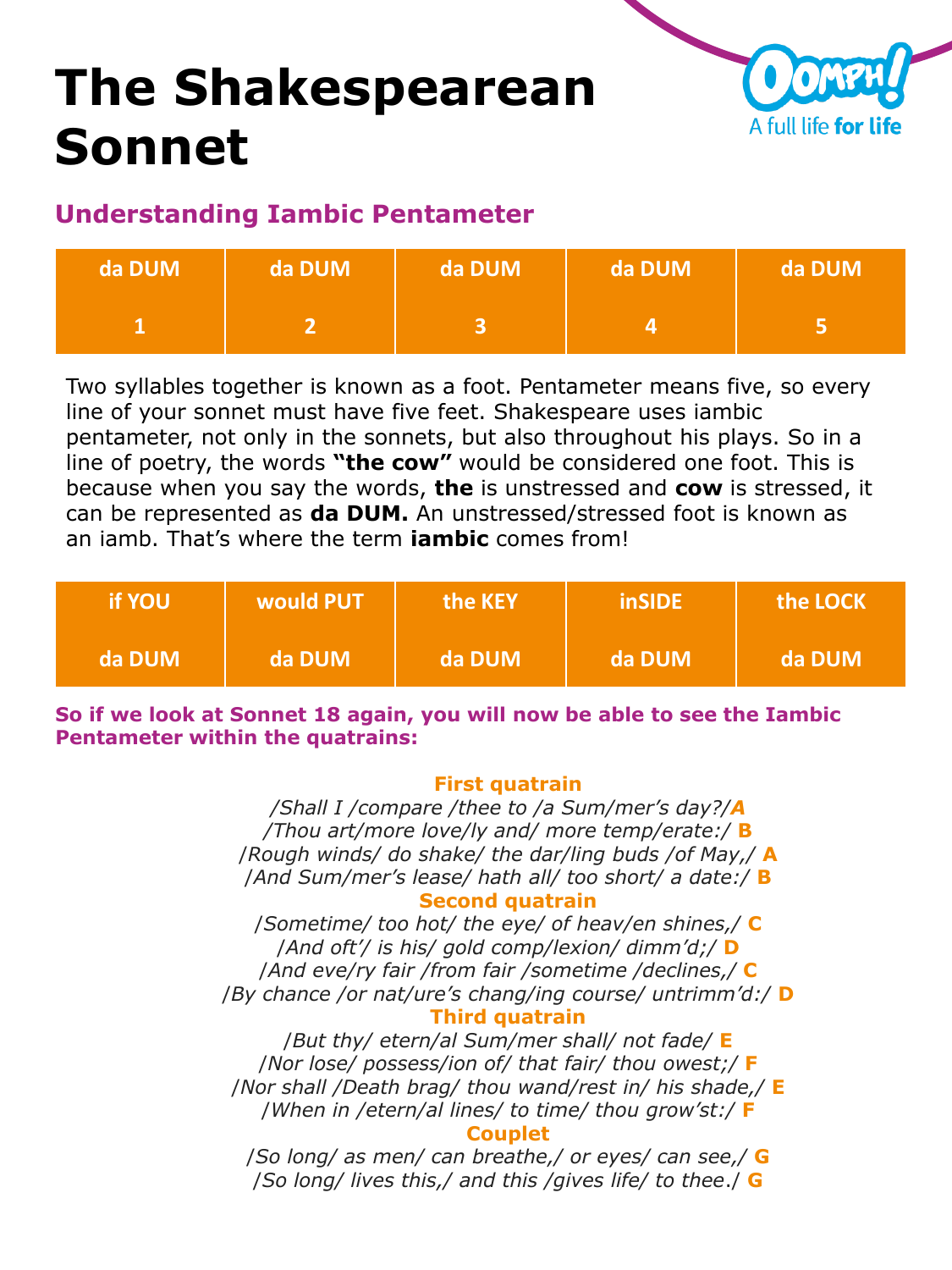# The Shakespearean Sonnet

## Understanding Iambic Pentameter

| da DUM | da DUM | da DUM | da DUM | da DUM |
|---|---|---|---|---|
| 1 | 2 | 3 | 4 | 5 |

Two syllables together is known as a foot. Pentameter means five, so every line of your sonnet must have five feet. Shakespeare uses iambic pentameter, not only in the sonnets, but also throughout his plays. So in a line of poetry, the words **"the cow"** would be considered one foot. This is because when you say the words, **the** is unstressed and **cow** is stressed, it can be represented as **da DUM.** An unstressed/stressed foot is known as an iamb. That's where the term **iambic** comes from!

| if YOU | would PUT | the KEY | inSIDE | the LOCK |
|---|---|---|---|---|
| da DUM | da DUM | da DUM | da DUM | da DUM |

**So if we look at Sonnet 18 again, you will now be able to see the Iambic Pentameter within the quatrains:**

**First quatrain**

*/Shall I /compare /thee to /a Sum/mer's day?/* **A**
*/Thou art/more love/ly and/ more temp/erate:/* **B**
*/Rough winds/ do shake/ the dar/ling buds /of May,/* **A**
*/And Sum/mer's lease/ hath all/ too short/ a date:/* **B**

**Second quatrain**

*/Sometime/ too hot/ the eye/ of heav/en shines,/* **C**
*/And oft'/ is his/ gold comp/lexion/ dimm'd;/* **D**
*/And eve/ry fair /from fair /sometime /declines,/* **C**
*/By chance /or nat/ure's chang/ing course/ untrimm'd:/* **D**

**Third quatrain**

*/But thy/ etern/al Sum/mer shall/ not fade/* **E**
*/Nor lose/ possess/ion of/ that fair/ thou owest;/* **F**
*/Nor shall /Death brag/ thou wand/rest in/ his shade,/* **E**
*/When in /etern/al lines/ to time/ thou grow'st:/* **F**

**Couplet**

*/So long/ as men/ can breathe,/ or eyes/ can see,/* **G**
*/So long/ lives this,/ and this /gives life/ to thee./* **G**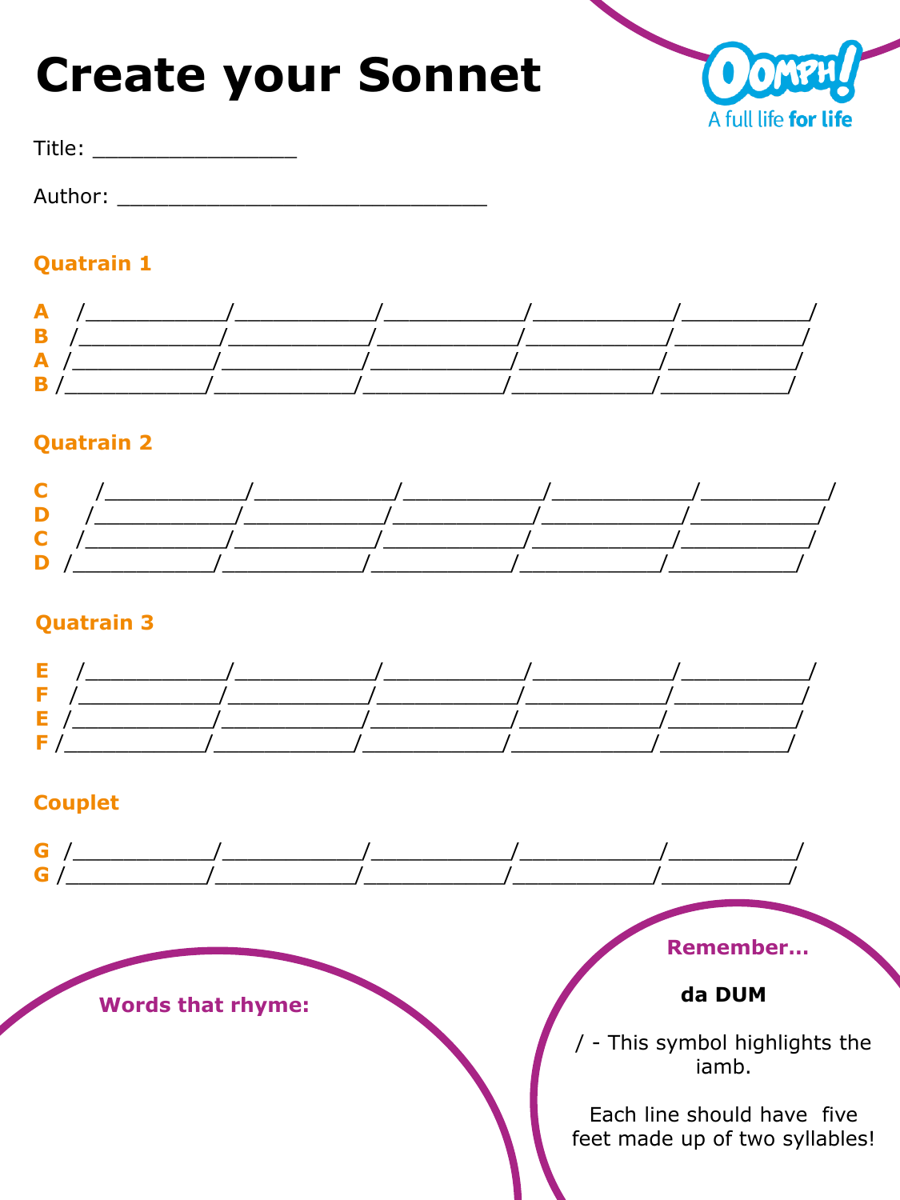# Create your Sonnet

Title: ________________

Author: ______________________________

**Quatrain 1**

**A** /____________/____________/____________/____________/___________/
**B** /____________/____________/____________/____________/___________/
**A** /____________/____________/____________/____________/___________/
**B** /____________/____________/____________/____________/___________/

**Quatrain 2**

**C** /____________/____________/____________/____________/___________/
**D** /____________/____________/____________/____________/___________/
**C** /____________/____________/____________/____________/___________/
**D** /____________/____________/____________/____________/___________/

**Quatrain 3**

**E** /____________/____________/____________/____________/___________/
**F** /____________/____________/____________/____________/___________/
**E** /____________/____________/____________/____________/___________/
**F** /____________/____________/____________/____________/___________/

**Couplet**

**G** /____________/____________/____________/____________/___________/
**G** /____________/____________/____________/____________/___________/

**Words that rhyme:**

**Remember…**

**da DUM**

/ - This symbol highlights the iamb.

Each line should have five feet made up of two syllables!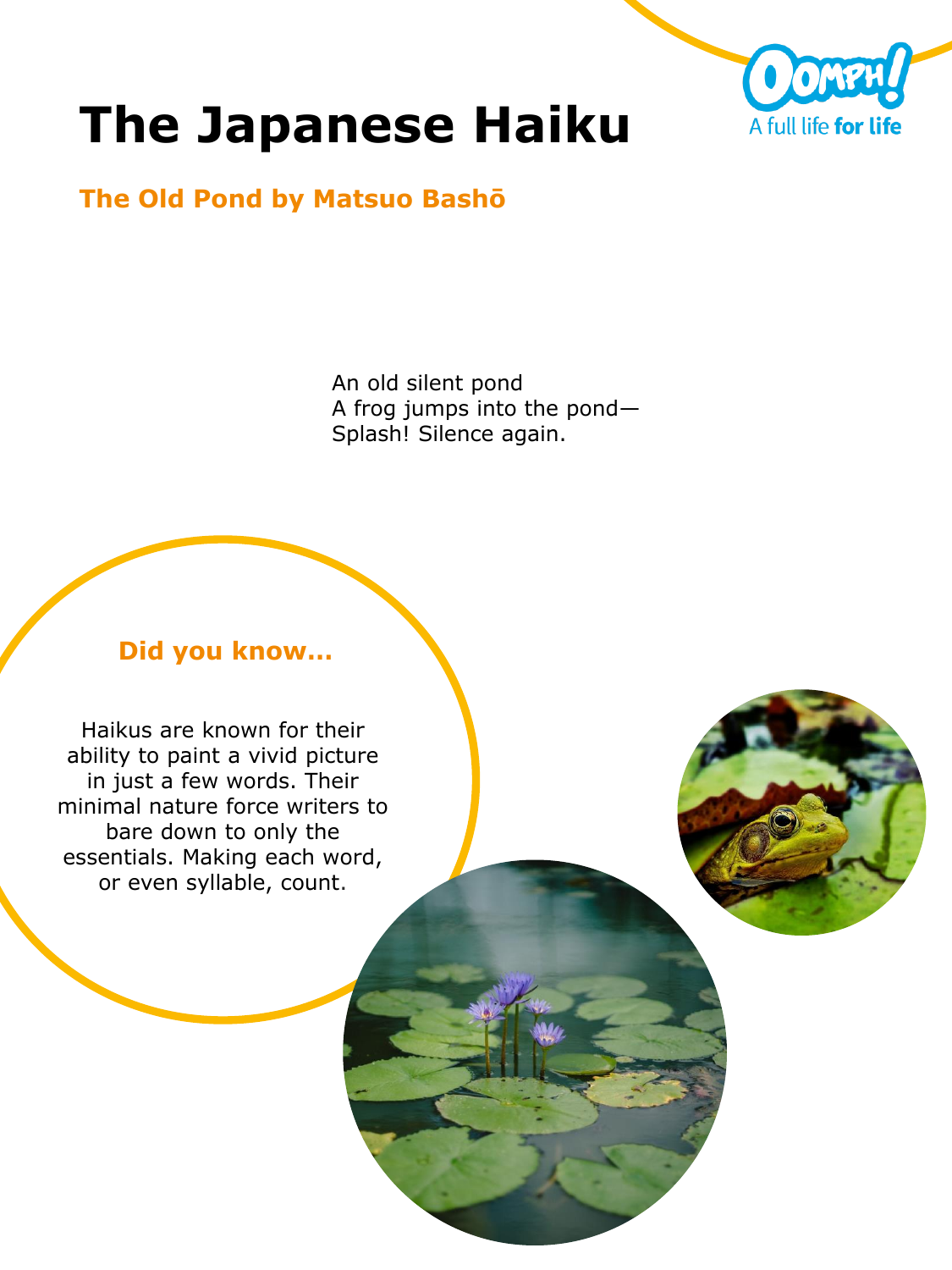# The Japanese Haiku

## The Old Pond by Matsuo Bashō

An old silent pond
A frog jumps into the pond—
Splash! Silence again.

### Did you know...

Haikus are known for their ability to paint a vivid picture in just a few words. Their minimal nature force writers to bare down to only the essentials. Making each word, or even syllable, count.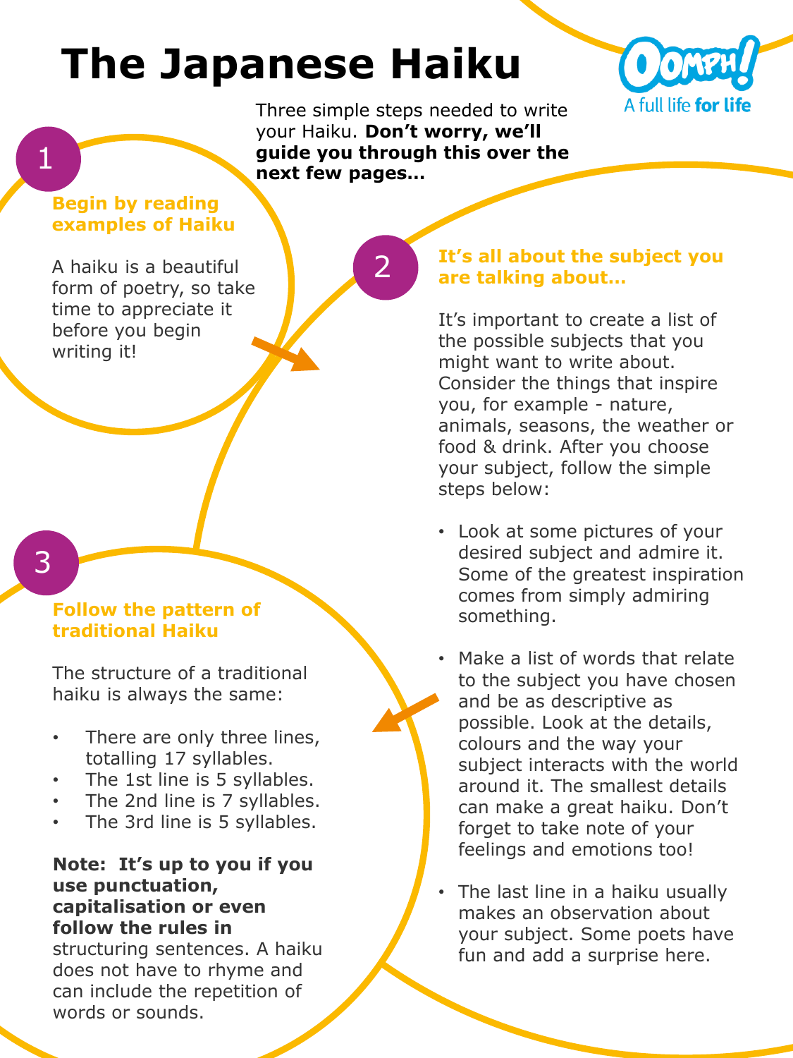# The Japanese Haiku

Three simple steps needed to write your Haiku. **Don't worry, we'll guide you through this over the next few pages…**

## 1

### Begin by reading examples of Haiku

A haiku is a beautiful form of poetry, so take time to appreciate it before you begin writing it!

## 2

### It's all about the subject you are talking about…

It's important to create a list of the possible subjects that you might want to write about. Consider the things that inspire you, for example - nature, animals, seasons, the weather or food & drink. After you choose your subject, follow the simple steps below:

- Look at some pictures of your desired subject and admire it. Some of the greatest inspiration comes from simply admiring something.
- Make a list of words that relate to the subject you have chosen and be as descriptive as possible. Look at the details, colours and the way your subject interacts with the world around it. The smallest details can make a great haiku. Don't forget to take note of your feelings and emotions too!
- The last line in a haiku usually makes an observation about your subject. Some poets have fun and add a surprise here.

## 3

### Follow the pattern of traditional Haiku

The structure of a traditional haiku is always the same:

- There are only three lines, totalling 17 syllables.
- The 1st line is 5 syllables.
- The 2nd line is 7 syllables.
- The 3rd line is 5 syllables.

**Note: It's up to you if you use punctuation, capitalisation or even follow the rules in** structuring sentences. A haiku does not have to rhyme and can include the repetition of words or sounds.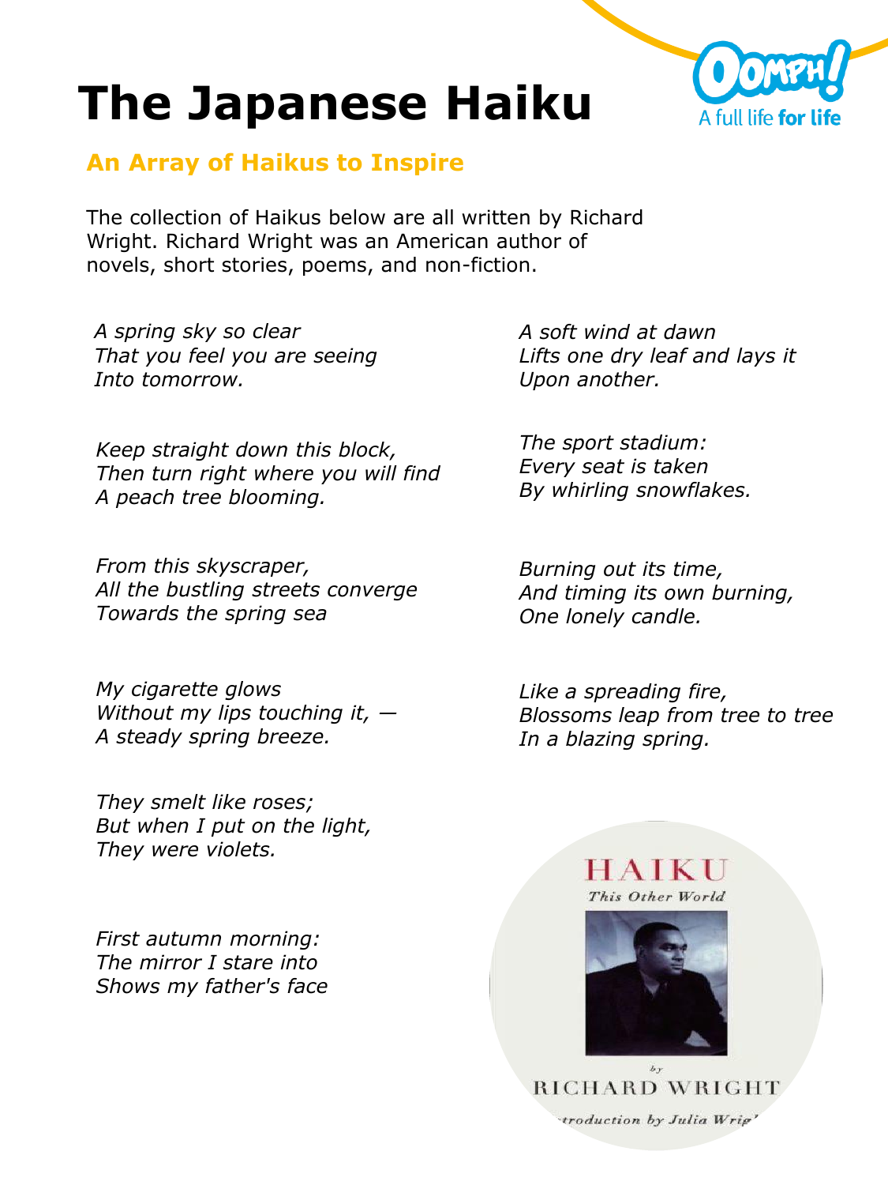# The Japanese Haiku

## An Array of Haikus to Inspire

The collection of Haikus below are all written by Richard Wright. Richard Wright was an American author of novels, short stories, poems, and non-fiction.

*A spring sky so clear*
*That you feel you are seeing*
*Into tomorrow.*

*Keep straight down this block,*
*Then turn right where you will find*
*A peach tree blooming.*

*From this skyscraper,*
*All the bustling streets converge*
*Towards the spring sea*

*My cigarette glows*
*Without my lips touching it, —*
*A steady spring breeze.*

*They smelt like roses;*
*But when I put on the light,*
*They were violets.*

*First autumn morning:*
*The mirror I stare into*
*Shows my father's face*

*A soft wind at dawn*
*Lifts one dry leaf and lays it*
*Upon another.*

*The sport stadium:*
*Every seat is taken*
*By whirling snowflakes.*

*Burning out its time,*
*And timing its own burning,*
*One lonely candle.*

*Like a spreading fire,*
*Blossoms leap from tree to tree*
*In a blazing spring.*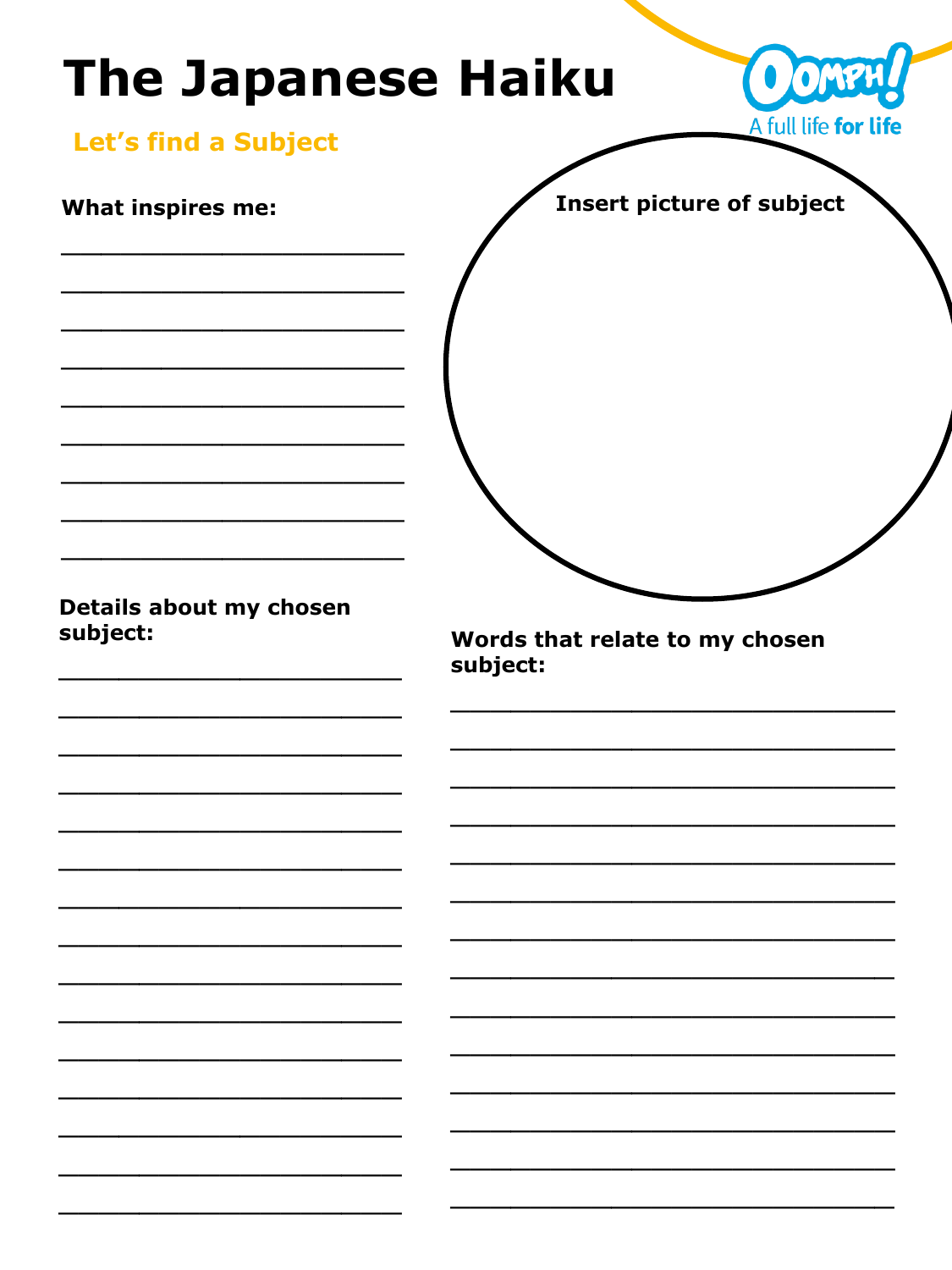# The Japanese Haiku

## Let's find a Subject

**What inspires me:**

_____________________________

_____________________________

_____________________________

_____________________________

_____________________________

_____________________________

_____________________________

_____________________________

_____________________________

**Insert picture of subject**

**Details about my chosen subject:**

_____________________________

_____________________________

_____________________________

_____________________________

_____________________________

_____________________________

_____________________________

_____________________________

_____________________________

_____________________________

_____________________________

_____________________________

_____________________________

_____________________________

_____________________________

**Words that relate to my chosen subject:**

_____________________________

_____________________________

_____________________________

_____________________________

_____________________________

_____________________________

_____________________________

_____________________________

_____________________________

_____________________________

_____________________________

_____________________________

_____________________________

_____________________________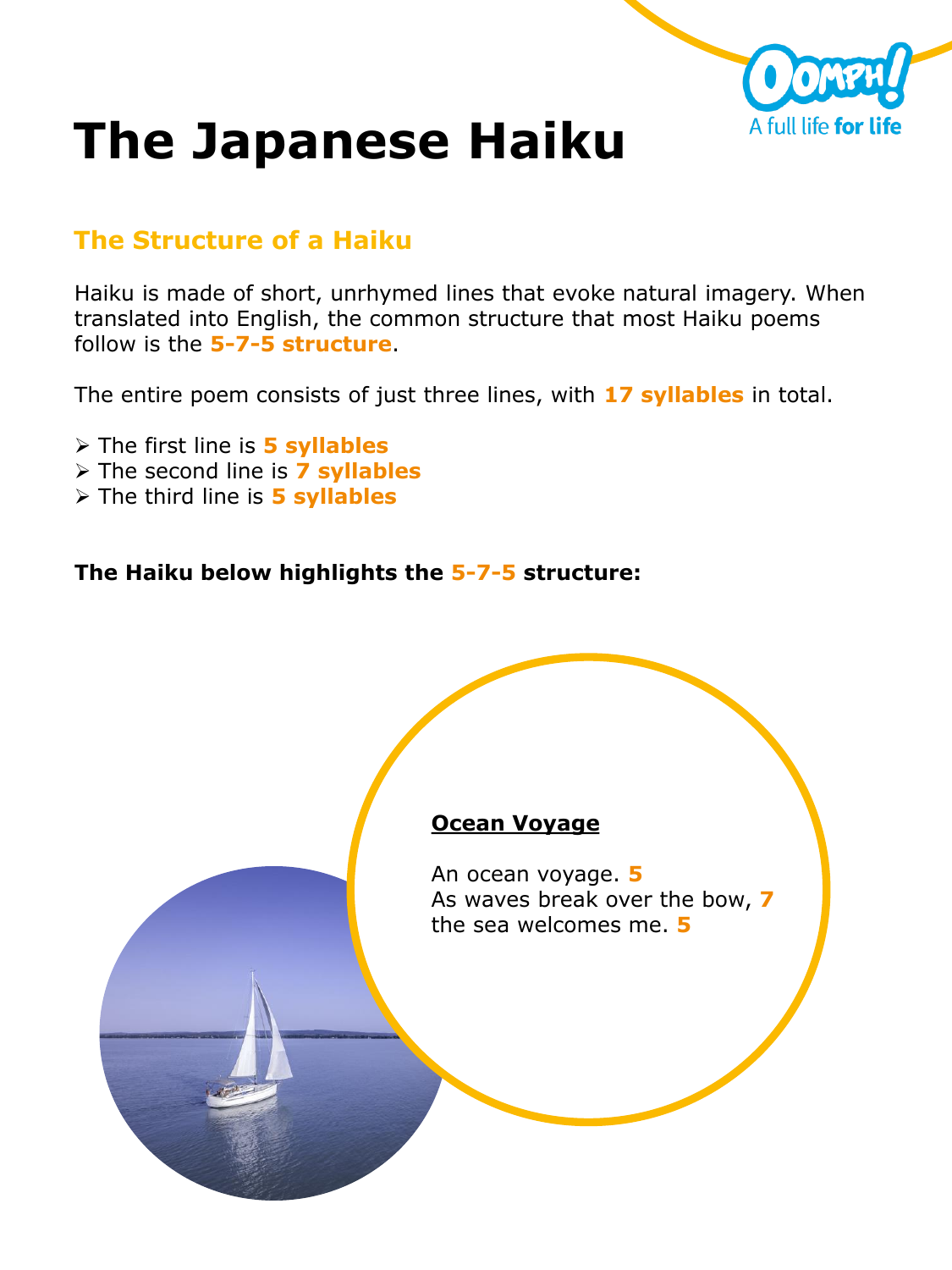# The Japanese Haiku

## The Structure of a Haiku

Haiku is made of short, unrhymed lines that evoke natural imagery. When translated into English, the common structure that most Haiku poems follow is the **5-7-5 structure**.

The entire poem consists of just three lines, with **17 syllables** in total.

- The first line is **5 syllables**
- The second line is **7 syllables**
- The third line is **5 syllables**

**The Haiku below highlights the 5-7-5 structure:**

**Ocean Voyage**

An ocean voyage. **5**
As waves break over the bow, **7**
the sea welcomes me. **5**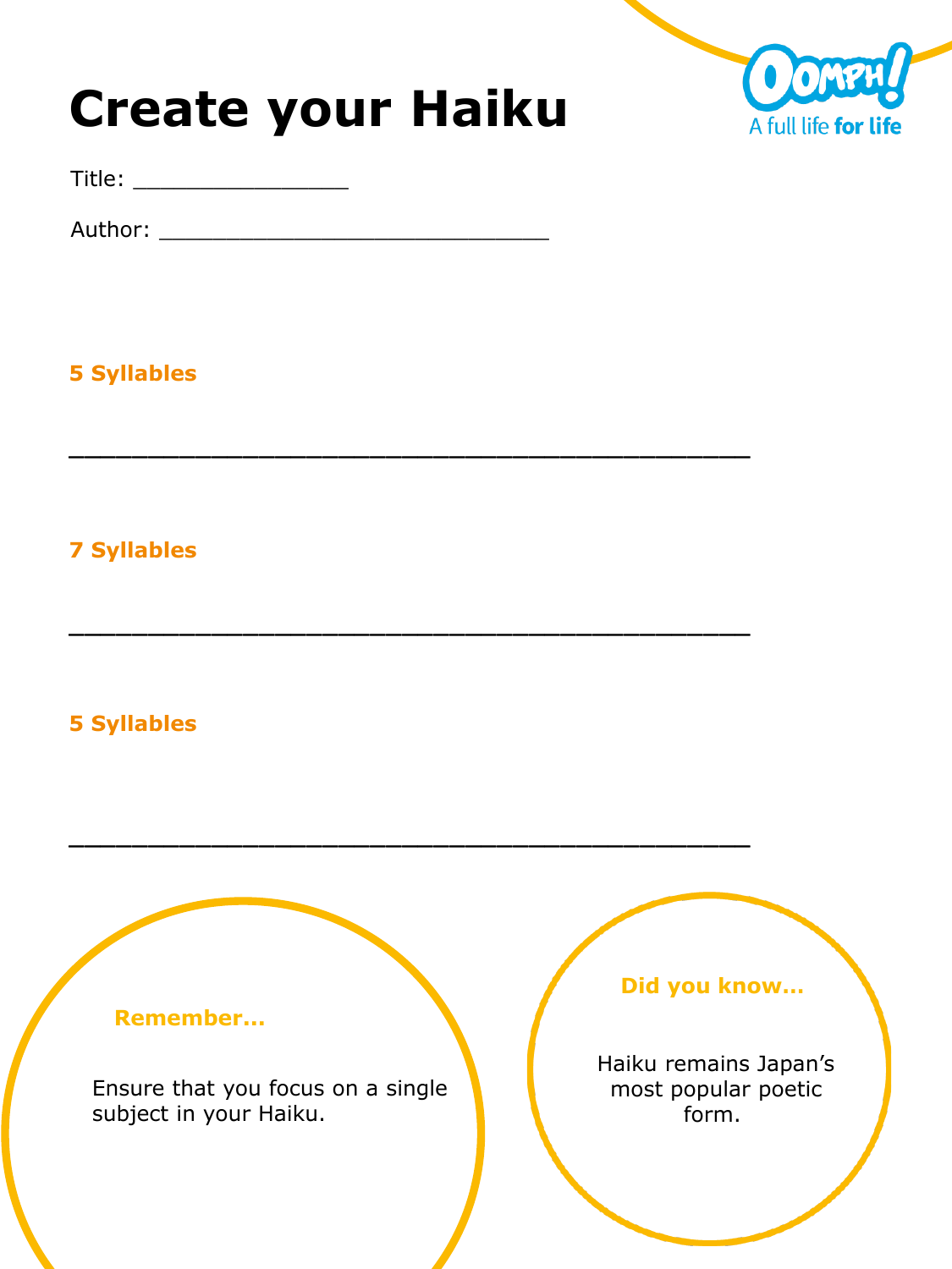# Create your Haiku

Title: ________________

Author: ______________________________

**5 Syllables**

_______________________________________________

**7 Syllables**

_______________________________________________

**5 Syllables**

_______________________________________________

**Remember…**

Ensure that you focus on a single subject in your Haiku.

**Did you know…**

Haiku remains Japan's most popular poetic form.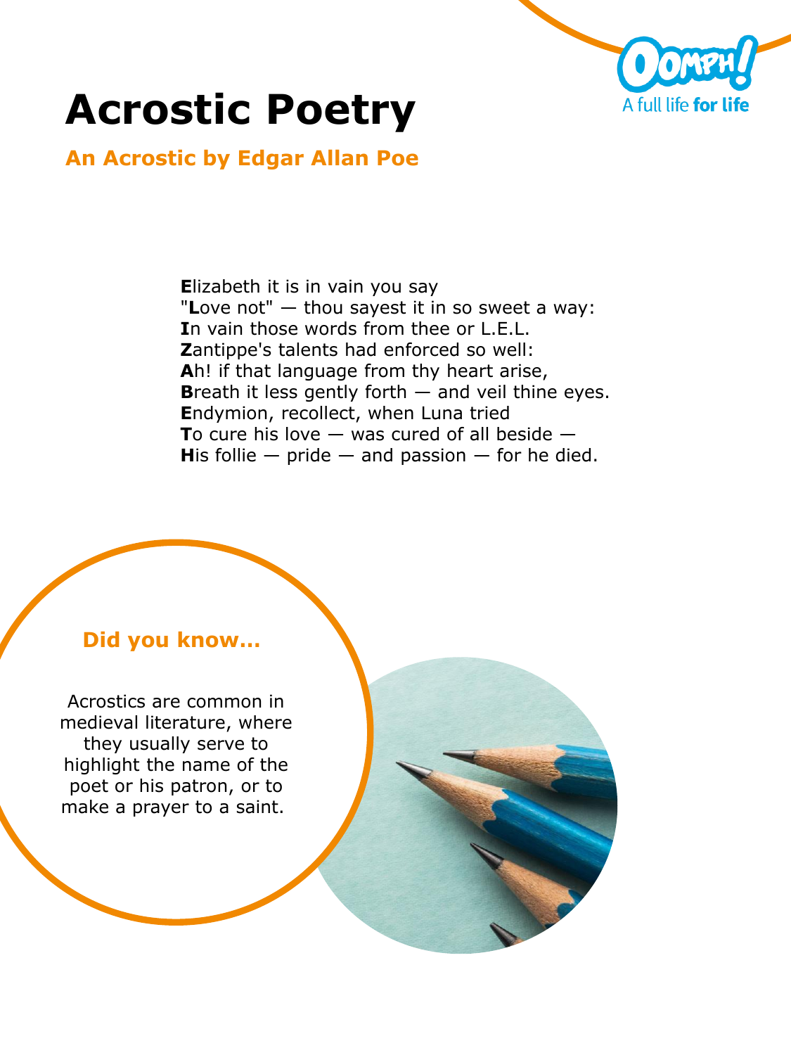# Acrostic Poetry

## An Acrostic by Edgar Allan Poe

**E**lizabeth it is in vain you say
"**L**ove not" — thou sayest it in so sweet a way:
**I**n vain those words from thee or L.E.L.
**Z**antippe's talents had enforced so well:
**A**h! if that language from thy heart arise,
**B**reath it less gently forth — and veil thine eyes.
**E**ndymion, recollect, when Luna tried
**T**o cure his love — was cured of all beside —
**H**is follie — pride — and passion — for he died.

### Did you know…

Acrostics are common in medieval literature, where they usually serve to highlight the name of the poet or his patron, or to make a prayer to a saint.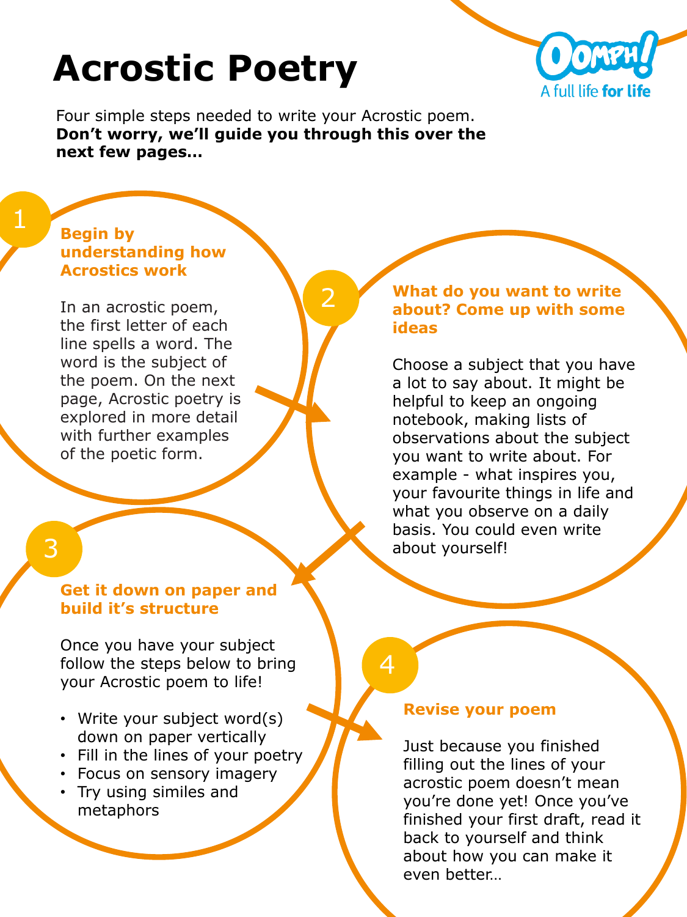# Acrostic Poetry

Four simple steps needed to write your Acrostic poem.
**Don't worry, we'll guide you through this over the next few pages…**

## 1 Begin by understanding how Acrostics work

In an acrostic poem, the first letter of each line spells a word. The word is the subject of the poem. On the next page, Acrostic poetry is explored in more detail with further examples of the poetic form.

## 2 What do you want to write about? Come up with some ideas

Choose a subject that you have a lot to say about. It might be helpful to keep an ongoing notebook, making lists of observations about the subject you want to write about. For example - what inspires you, your favourite things in life and what you observe on a daily basis. You could even write about yourself!

## 3 Get it down on paper and build it's structure

Once you have your subject follow the steps below to bring your Acrostic poem to life!

- Write your subject word(s) down on paper vertically
- Fill in the lines of your poetry
- Focus on sensory imagery
- Try using similes and metaphors

## 4 Revise your poem

Just because you finished filling out the lines of your acrostic poem doesn't mean you're done yet! Once you've finished your first draft, read it back to yourself and think about how you can make it even better…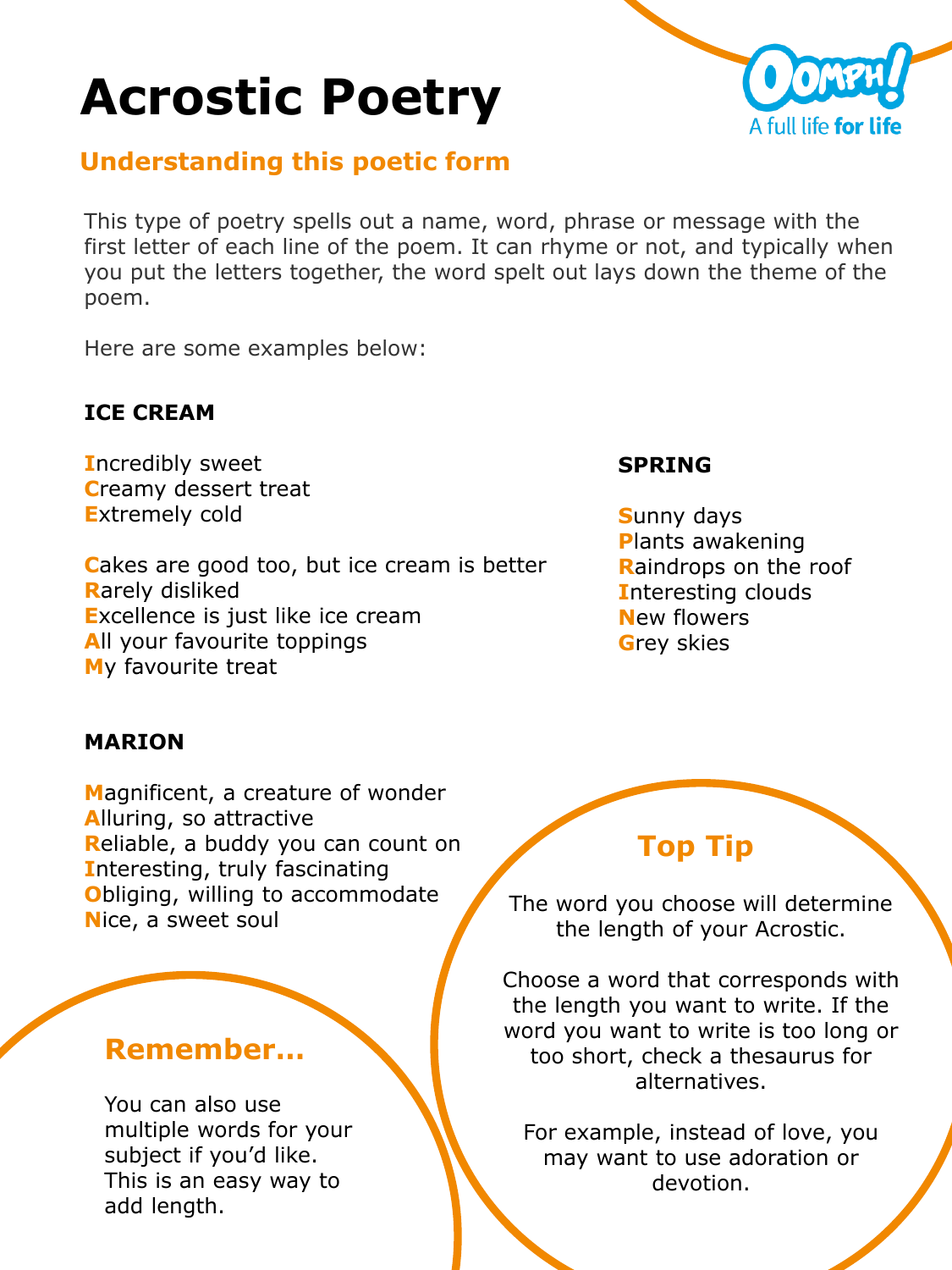# Acrostic Poetry

## Understanding this poetic form

This type of poetry spells out a name, word, phrase or message with the first letter of each line of the poem. It can rhyme or not, and typically when you put the letters together, the word spelt out lays down the theme of the poem.

Here are some examples below:

**ICE CREAM**

**I**ncredibly sweet
**C**reamy dessert treat
**E**xtremely cold

**C**akes are good too, but ice cream is better
**R**arely disliked
**E**xcellence is just like ice cream
**A**ll your favourite toppings
**M**y favourite treat

**SPRING**

**S**unny days
**P**lants awakening
**R**aindrops on the roof
**I**nteresting clouds
**N**ew flowers
**G**rey skies

**MARION**

**M**agnificent, a creature of wonder
**A**lluring, so attractive
**R**eliable, a buddy you can count on
**I**nteresting, truly fascinating
**O**bliging, willing to accommodate
**N**ice, a sweet soul

### Top Tip

The word you choose will determine the length of your Acrostic.

Choose a word that corresponds with the length you want to write. If the word you want to write is too long or too short, check a thesaurus for alternatives.

For example, instead of love, you may want to use adoration or devotion.

### Remember...

You can also use multiple words for your subject if you'd like. This is an easy way to add length.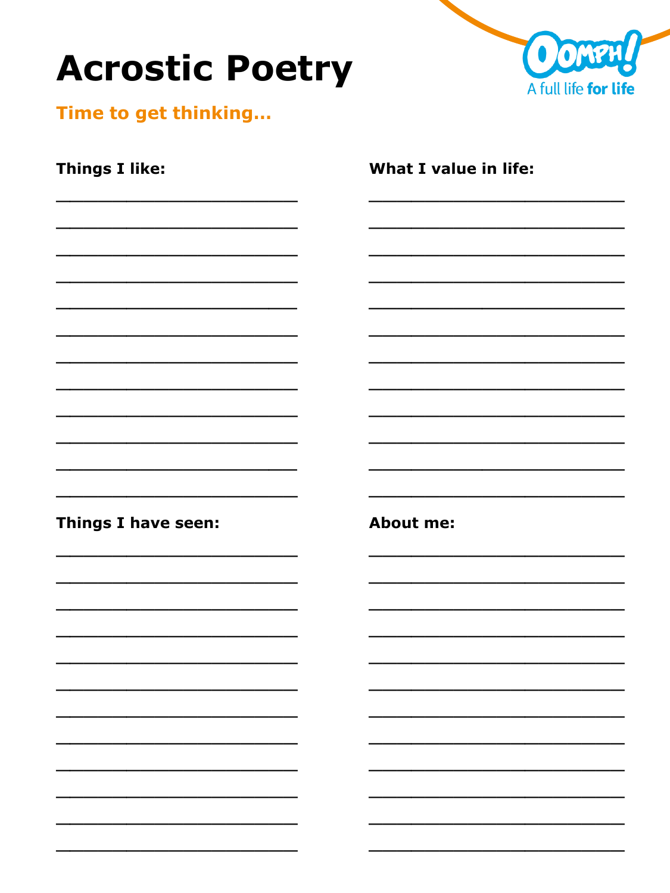# Acrostic Poetry

## Time to get thinking…

**Things I like:**

______________________________

______________________________

______________________________

______________________________

______________________________

______________________________

______________________________

______________________________

______________________________

______________________________

______________________________

______________________________

**What I value in life:**

______________________________

______________________________

______________________________

______________________________

______________________________

______________________________

______________________________

______________________________

______________________________

______________________________

______________________________

______________________________

**Things I have seen:**

______________________________

______________________________

______________________________

______________________________

______________________________

______________________________

______________________________

______________________________

______________________________

______________________________

______________________________

______________________________

**About me:**

______________________________

______________________________

______________________________

______________________________

______________________________

______________________________

______________________________

______________________________

______________________________

______________________________

______________________________

______________________________

Oomph! A full life for life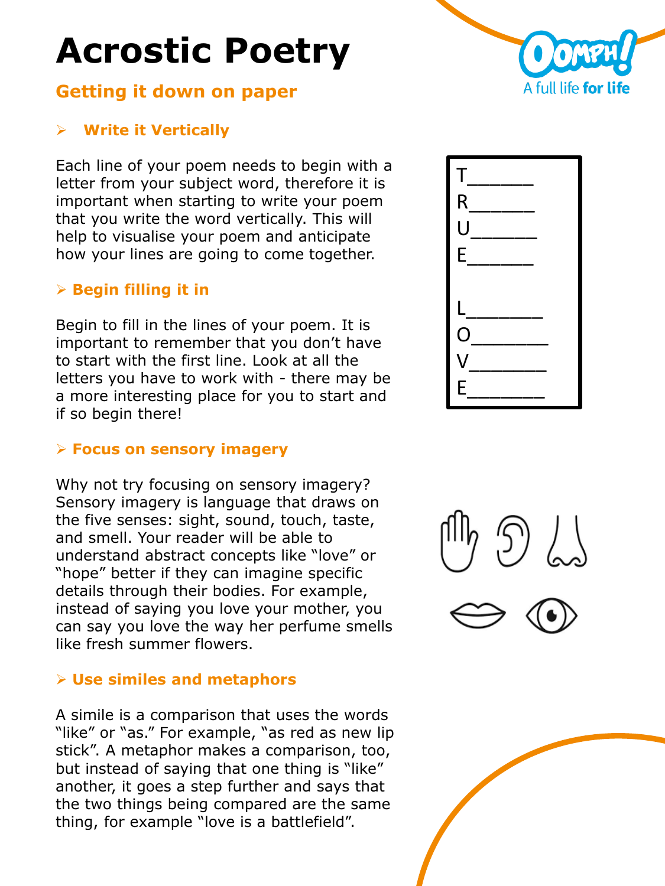# Acrostic Poetry

## Getting it down on paper

### Write it Vertically

Each line of your poem needs to begin with a letter from your subject word, therefore it is important when starting to write your poem that you write the word vertically. This will help to visualise your poem and anticipate how your lines are going to come together.

T______
R______
U______
E______

L_______
O_______
V_______
E_______

### Begin filling it in

Begin to fill in the lines of your poem. It is important to remember that you don't have to start with the first line. Look at all the letters you have to work with - there may be a more interesting place for you to start and if so begin there!

### Focus on sensory imagery

Why not try focusing on sensory imagery? Sensory imagery is language that draws on the five senses: sight, sound, touch, taste, and smell. Your reader will be able to understand abstract concepts like "love" or "hope" better if they can imagine specific details through their bodies. For example, instead of saying you love your mother, you can say you love the way her perfume smells like fresh summer flowers.

### Use similes and metaphors

A simile is a comparison that uses the words "like" or "as." For example, "as red as new lip stick". A metaphor makes a comparison, too, but instead of saying that one thing is "like" another, it goes a step further and says that the two things being compared are the same thing, for example "love is a battlefield".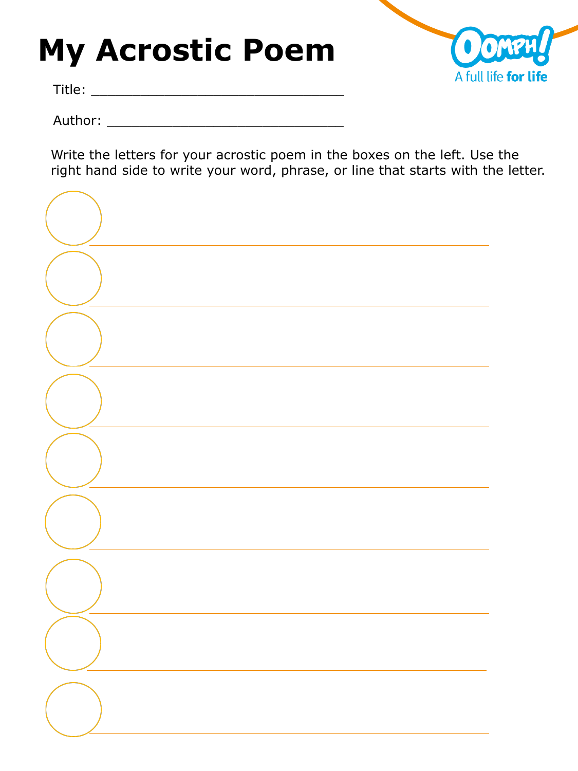# My Acrostic Poem

Oomph!
A full life for life

Title: ______________________________

Author: ____________________________

Write the letters for your acrostic poem in the boxes on the left. Use the right hand side to write your word, phrase, or line that starts with the letter.